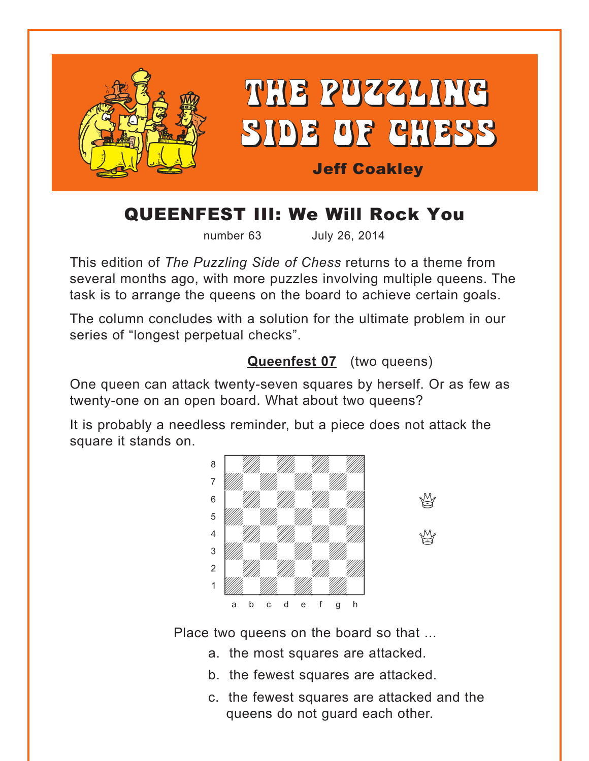# THE PUZZLING SIDE OF CHESS

**Jeff Coakley**

## QUEENFEST III: We Will Rock You

number 63 July 26, 2014

This edition of *The Puzzling Side of Chess* returns to a theme from several months ago, with more puzzles involving multiple queens. The task is to arrange the queens on the board to achieve certain goals.

The column concludes with a solution for the ultimate problem in our series of "longest perpetual checks".

### Queenfest 07 (two queens)

One queen can attack twenty-seven squares by herself. Or as few as twenty-one on an open board. What about two queens?

It is probably a needless reminder, but a piece does not attack the square it stands on.

Place two queens on the board so that ...

a. the most squares are attacked.

b. the fewest squares are attacked.

c. the fewest squares are attacked and the queens do not guard each other.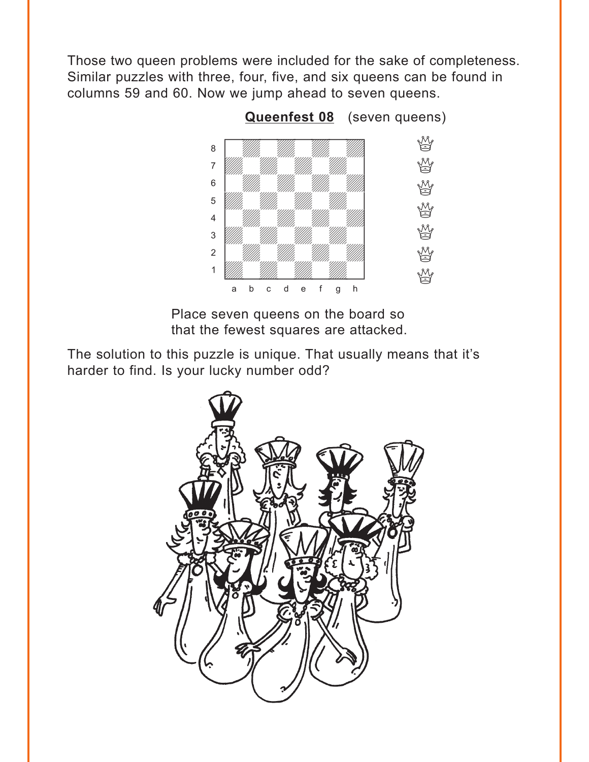Those two queen problems were included for the sake of completeness. Similar puzzles with three, four, five, and six queens can be found in columns 59 and 60. Now we jump ahead to seven queens.

**Queenfest 08** (seven queens)

Place seven queens on the board so that the fewest squares are attacked.

The solution to this puzzle is unique. That usually means that it's harder to find. Is your lucky number odd?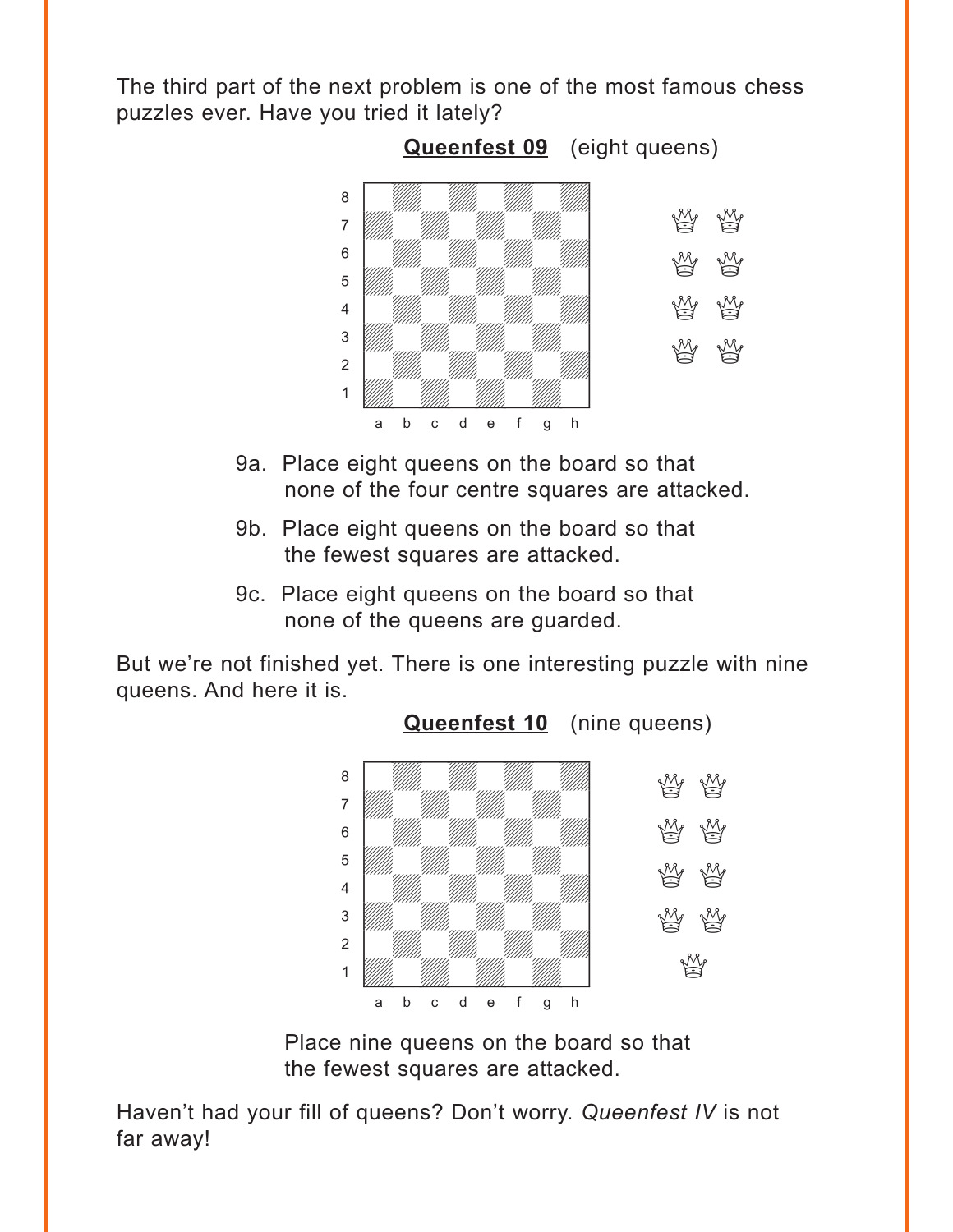The third part of the next problem is one of the most famous chess puzzles ever. Have you tried it lately?

**Queenfest 09** (eight queens)

9a. Place eight queens on the board so that none of the four centre squares are attacked.

9b. Place eight queens on the board so that the fewest squares are attacked.

9c. Place eight queens on the board so that none of the queens are guarded.

But we're not finished yet. There is one interesting puzzle with nine queens. And here it is.

**Queenfest 10** (nine queens)

Place nine queens on the board so that the fewest squares are attacked.

Haven't had your fill of queens? Don't worry. *Queenfest IV* is not far away!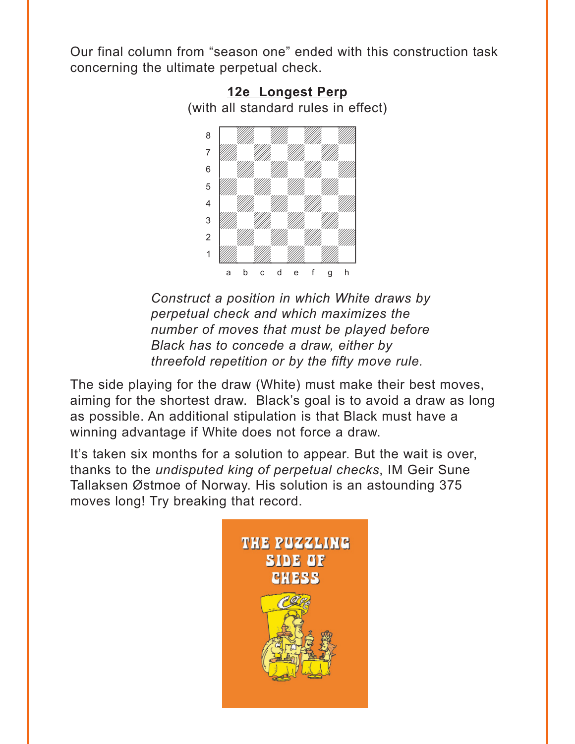Our final column from "season one" ended with this construction task concerning the ultimate perpetual check.

**12e Longest Perp**

(with all standard rules in effect)

*Construct a position in which White draws by perpetual check and which maximizes the number of moves that must be played before Black has to concede a draw, either by threefold repetition or by the fifty move rule.*

The side playing for the draw (White) must make their best moves, aiming for the shortest draw. Black's goal is to avoid a draw as long as possible. An additional stipulation is that Black must have a winning advantage if White does not force a draw.

It's taken six months for a solution to appear. But the wait is over, thanks to the *undisputed king of perpetual checks*, IM Geir Sune Tallaksen Østmoe of Norway. His solution is an astounding 375 moves long! Try breaking that record.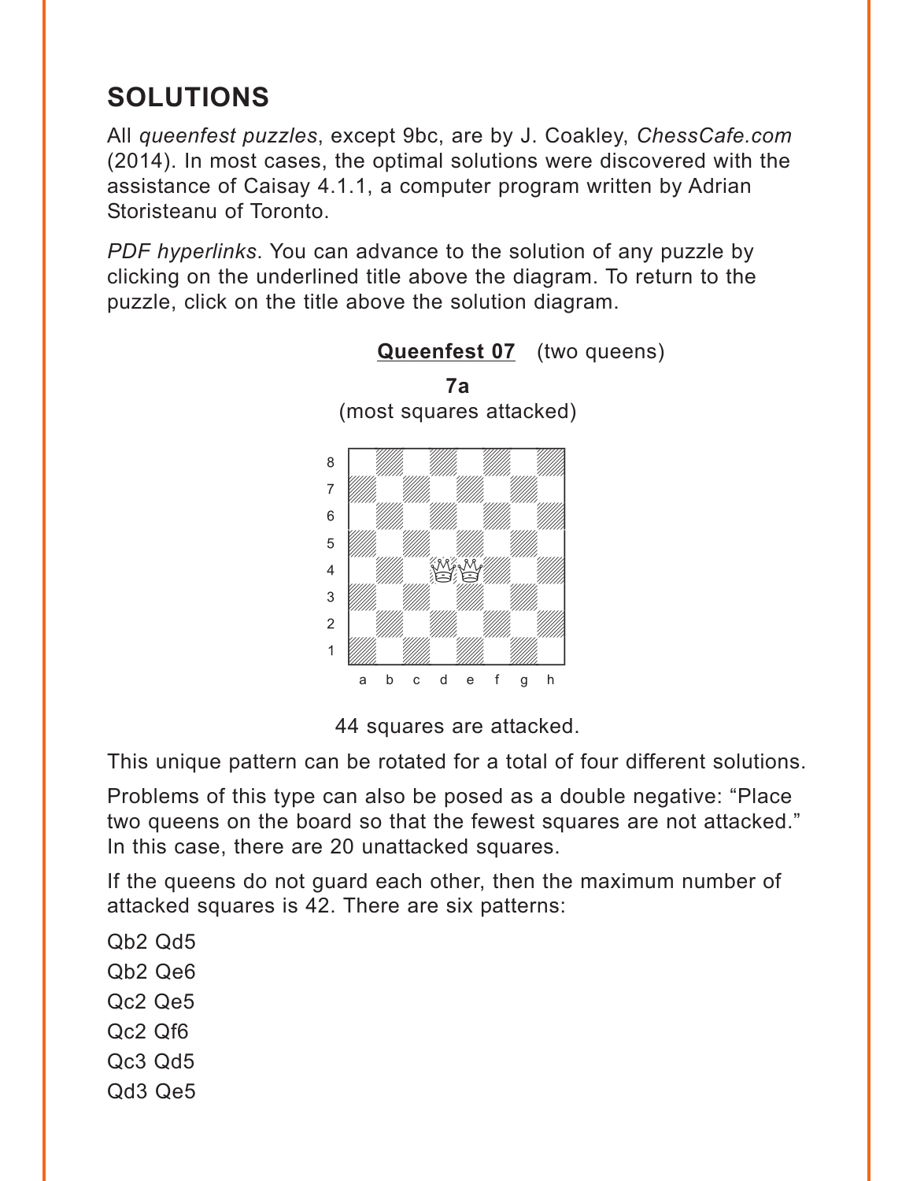## SOLUTIONS

All *queenfest puzzles*, except 9bc, are by J. Coakley, *ChessCafe.com* (2014). In most cases, the optimal solutions were discovered with the assistance of Caisay 4.1.1, a computer program written by Adrian Storisteanu of Toronto.

*PDF hyperlinks*. You can advance to the solution of any puzzle by clicking on the underlined title above the diagram. To return to the puzzle, click on the title above the solution diagram.

**Queenfest 07** (two queens)

**7a**
(most squares attacked)

44 squares are attacked.

This unique pattern can be rotated for a total of four different solutions.

Problems of this type can also be posed as a double negative: "Place two queens on the board so that the fewest squares are not attacked." In this case, there are 20 unattacked squares.

If the queens do not guard each other, then the maximum number of attacked squares is 42. There are six patterns:

Qb2 Qd5
Qb2 Qe6
Qc2 Qe5
Qc2 Qf6
Qc3 Qd5
Qd3 Qe5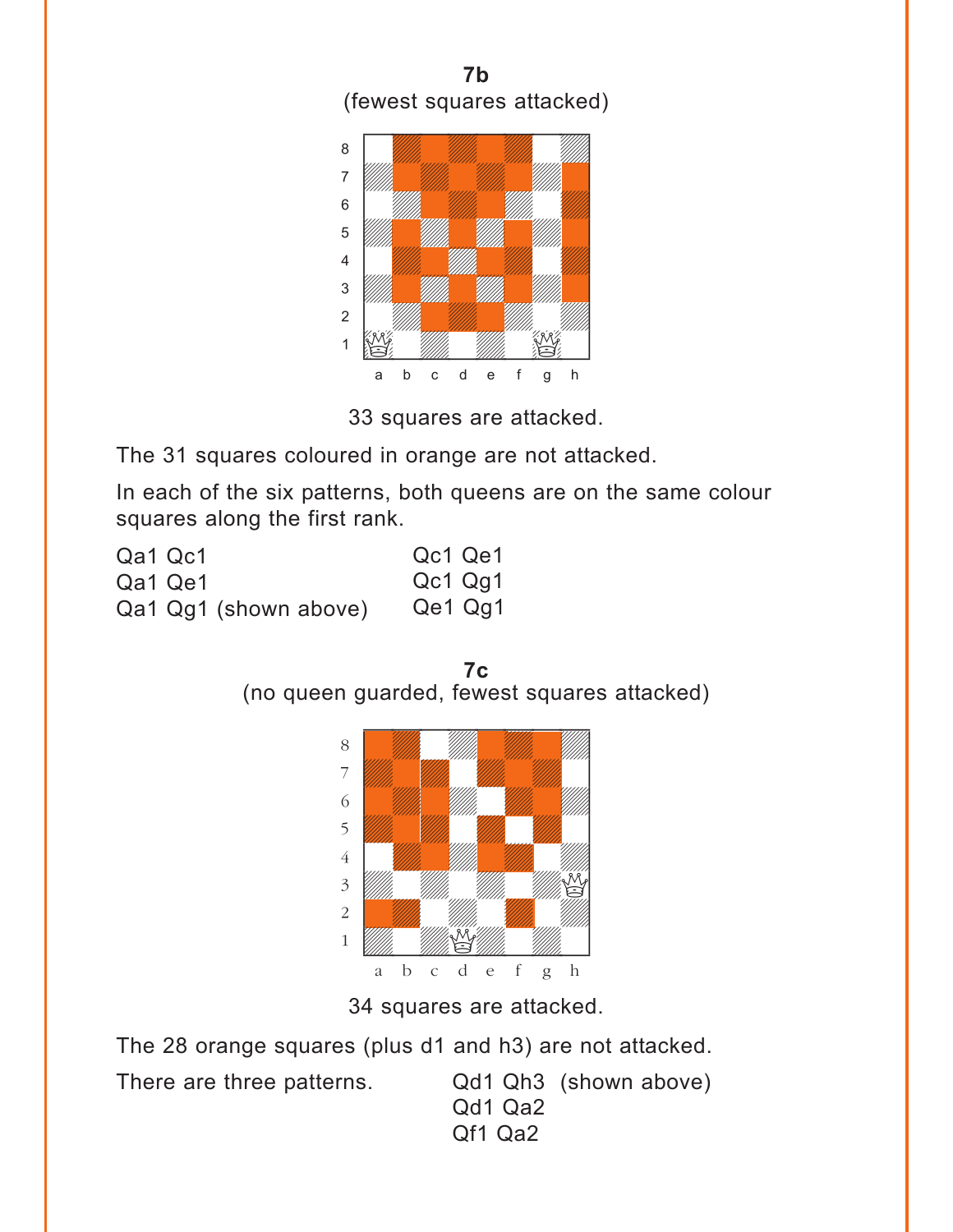**7b**
(fewest squares attacked)

33 squares are attacked.

The 31 squares coloured in orange are not attacked.

In each of the six patterns, both queens are on the same colour squares along the first rank.

Qa1 Qc1
Qa1 Qe1
Qa1 Qg1 (shown above)
Qc1 Qe1
Qc1 Qg1
Qe1 Qg1

**7c**
(no queen guarded, fewest squares attacked)

34 squares are attacked.

The 28 orange squares (plus d1 and h3) are not attacked.

There are three patterns.

Qd1 Qh3 (shown above)
Qd1 Qa2
Qf1 Qa2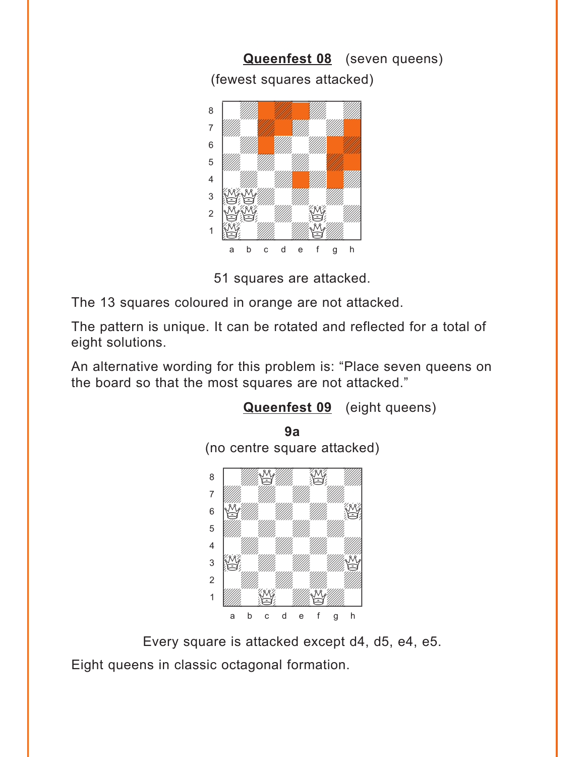**Queenfest 08** (seven queens)

(fewest squares attacked)

51 squares are attacked.

The 13 squares coloured in orange are not attacked.

The pattern is unique. It can be rotated and reflected for a total of eight solutions.

An alternative wording for this problem is: “Place seven queens on the board so that the most squares are not attacked.”

**Queenfest 09** (eight queens)

**9a**

(no centre square attacked)

Every square is attacked except d4, d5, e4, e5.

Eight queens in classic octagonal formation.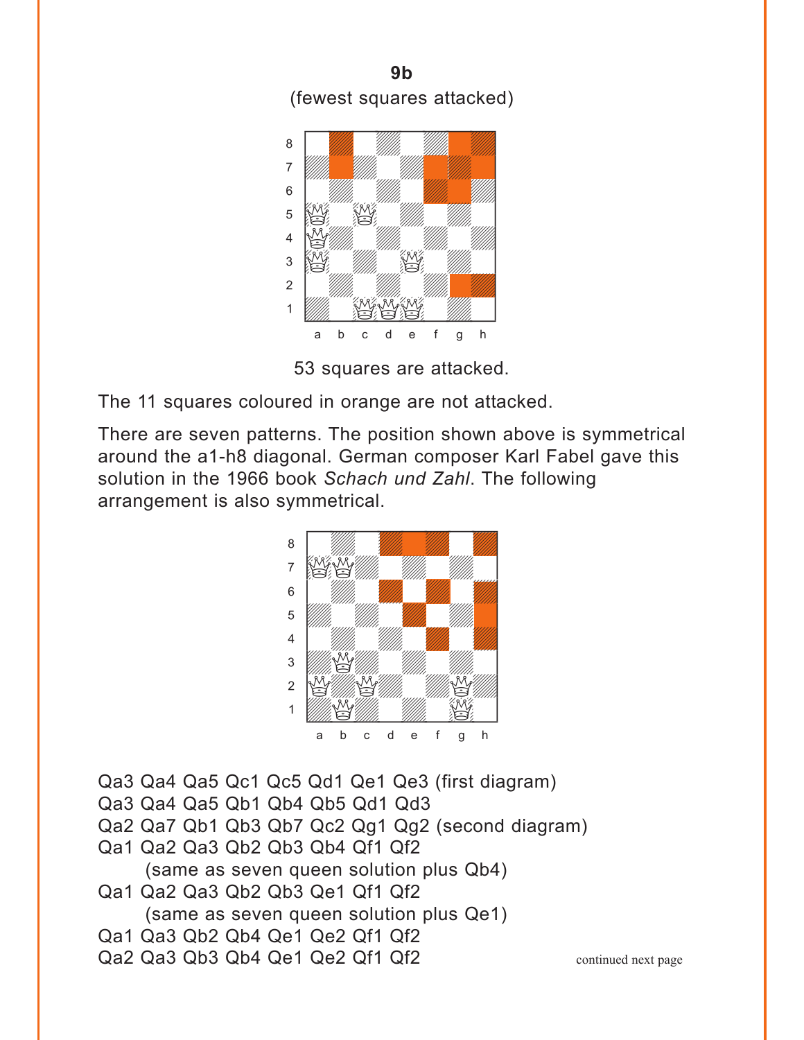**9b**

(fewest squares attacked)

53 squares are attacked.

The 11 squares coloured in orange are not attacked.

There are seven patterns. The position shown above is symmetrical around the a1-h8 diagonal. German composer Karl Fabel gave this solution in the 1966 book *Schach und Zahl*. The following arrangement is also symmetrical.

Qa3 Qa4 Qa5 Qc1 Qc5 Qd1 Qe1 Qe3 (first diagram)
Qa3 Qa4 Qa5 Qb1 Qb4 Qb5 Qd1 Qd3
Qa2 Qa7 Qb1 Qb3 Qb7 Qc2 Qg1 Qg2 (second diagram)
Qa1 Qa2 Qa3 Qb2 Qb3 Qb4 Qf1 Qf2
(same as seven queen solution plus Qb4)
Qa1 Qa2 Qa3 Qb2 Qb3 Qe1 Qf1 Qf2
(same as seven queen solution plus Qe1)
Qa1 Qa3 Qb2 Qb4 Qe1 Qe2 Qf1 Qf2
Qa2 Qa3 Qb3 Qb4 Qe1 Qe2 Qf1 Qf2

continued next page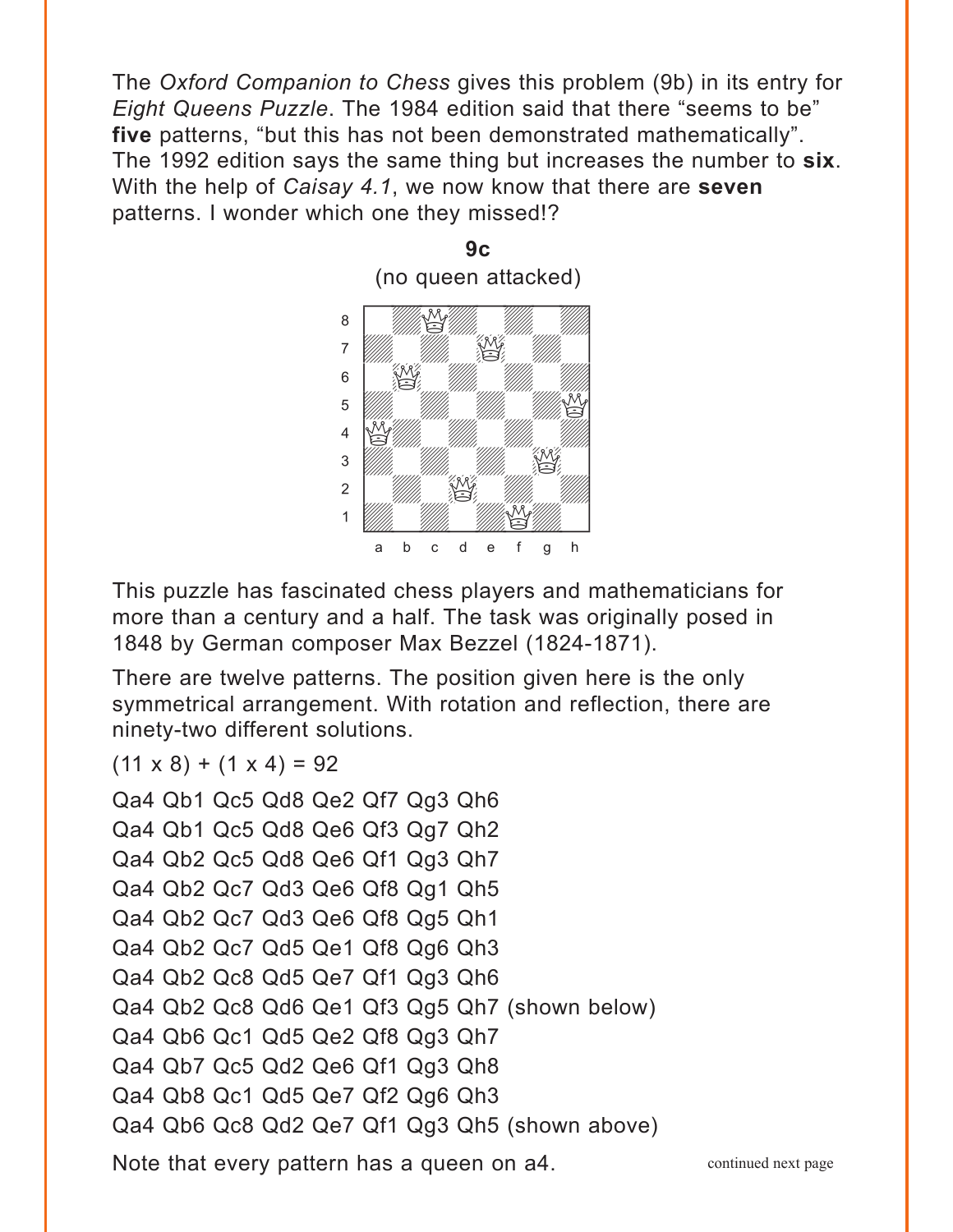The *Oxford Companion to Chess* gives this problem (9b) in its entry for *Eight Queens Puzzle*. The 1984 edition said that there “seems to be” **five** patterns, “but this has not been demonstrated mathematically”. The 1992 edition says the same thing but increases the number to **six**. With the help of *Caisay 4.1*, we now know that there are **seven** patterns. I wonder which one they missed!?

**9c**

(no queen attacked)

This puzzle has fascinated chess players and mathematicians for more than a century and a half. The task was originally posed in 1848 by German composer Max Bezzel (1824-1871).

There are twelve patterns. The position given here is the only symmetrical arrangement. With rotation and reflection, there are ninety-two different solutions.

(11 x 8) + (1 x 4) = 92

Qa4 Qb1 Qc5 Qd8 Qe2 Qf7 Qg3 Qh6
Qa4 Qb1 Qc5 Qd8 Qe6 Qf3 Qg7 Qh2
Qa4 Qb2 Qc5 Qd8 Qe6 Qf1 Qg3 Qh7
Qa4 Qb2 Qc7 Qd3 Qe6 Qf8 Qg1 Qh5
Qa4 Qb2 Qc7 Qd3 Qe6 Qf8 Qg5 Qh1
Qa4 Qb2 Qc7 Qd5 Qe1 Qf8 Qg6 Qh3
Qa4 Qb2 Qc8 Qd5 Qe7 Qf1 Qg3 Qh6
Qa4 Qb2 Qc8 Qd6 Qe1 Qf3 Qg5 Qh7 (shown below)
Qa4 Qb6 Qc1 Qd5 Qe2 Qf8 Qg3 Qh7
Qa4 Qb7 Qc5 Qd2 Qe6 Qf1 Qg3 Qh8
Qa4 Qb8 Qc1 Qd5 Qe7 Qf2 Qg6 Qh3
Qa4 Qb6 Qc8 Qd2 Qe7 Qf1 Qg3 Qh5 (shown above)

Note that every pattern has a queen on a4.

continued next page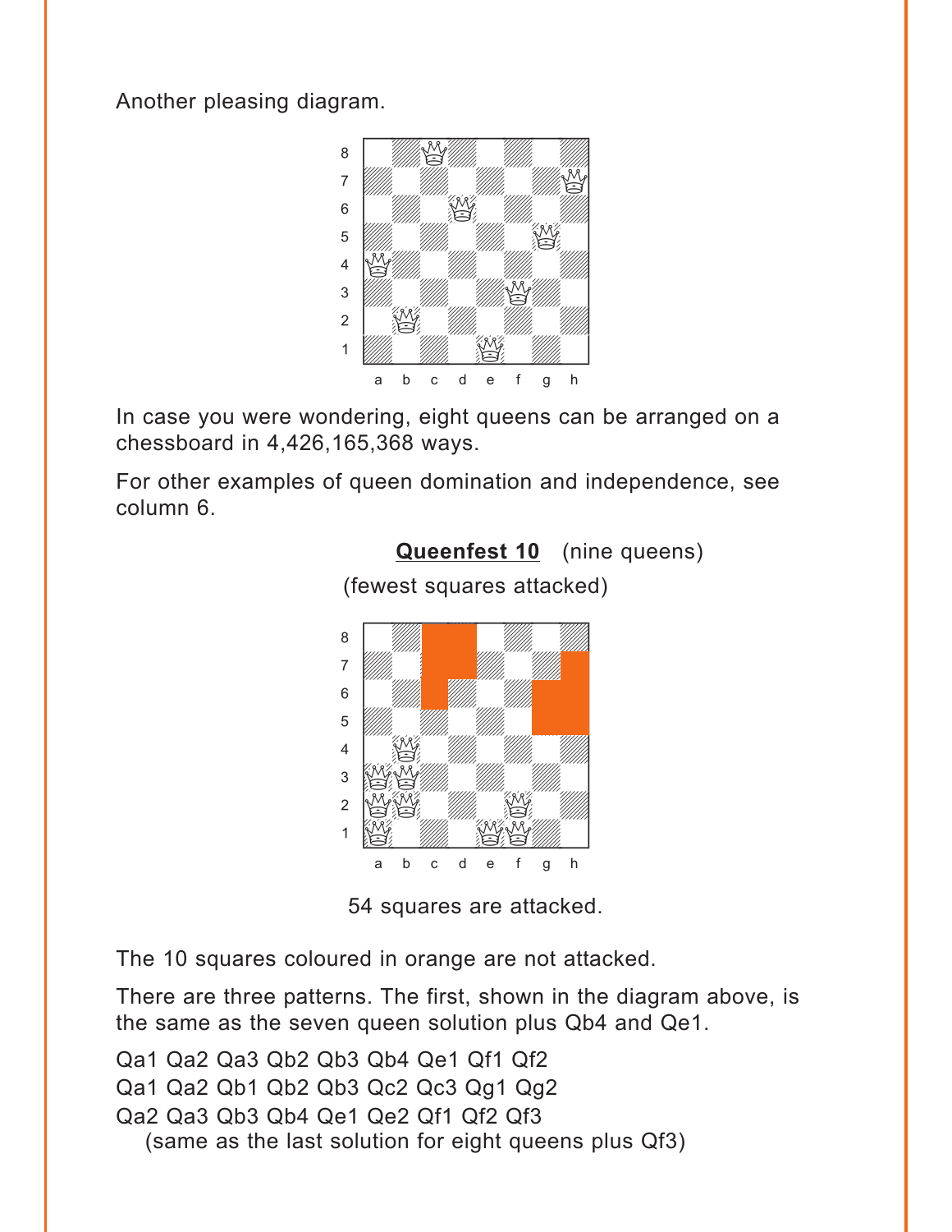Another pleasing diagram.

In case you were wondering, eight queens can be arranged on a chessboard in 4,426,165,368 ways.

For other examples of queen domination and independence, see column 6.

**Queenfest 10** (nine queens)

(fewest squares attacked)

54 squares are attacked.

The 10 squares coloured in orange are not attacked.

There are three patterns. The first, shown in the diagram above, is the same as the seven queen solution plus Qb4 and Qe1.

Qa1 Qa2 Qa3 Qb2 Qb3 Qb4 Qe1 Qf1 Qf2
Qa1 Qa2 Qb1 Qb2 Qb3 Qc2 Qc3 Qg1 Qg2
Qa2 Qa3 Qb3 Qb4 Qe1 Qe2 Qf1 Qf2 Qf3
(same as the last solution for eight queens plus Qf3)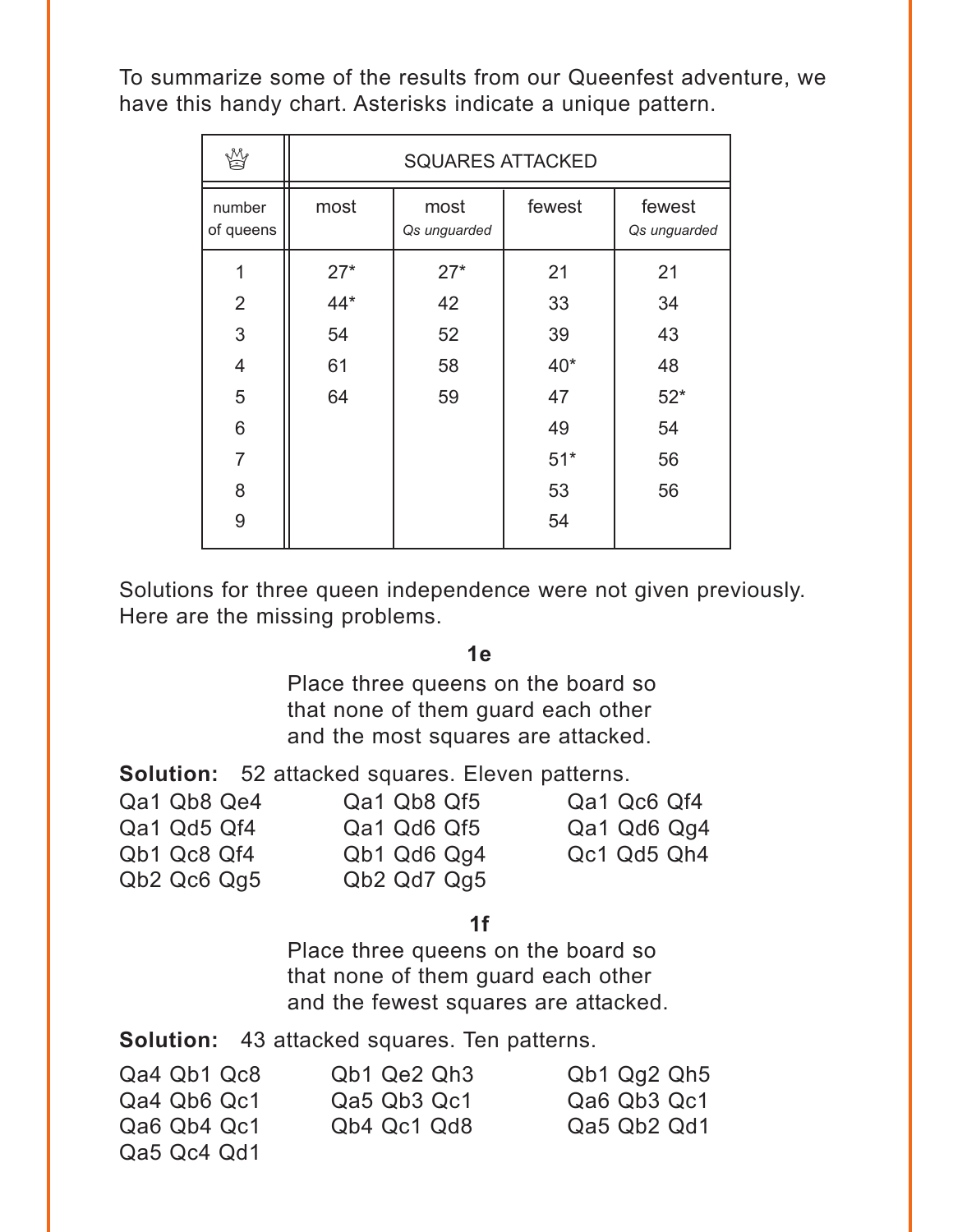To summarize some of the results from our Queenfest adventure, we have this handy chart. Asterisks indicate a unique pattern.

| ♕ | SQUARES ATTACKED | | | |
|---|---|---|---|---|
| number of queens | most | most *Qs unguarded* | fewest | fewest *Qs unguarded* |
| 1 | 27* | 27* | 21 | 21 |
| 2 | 44* | 42 | 33 | 34 |
| 3 | 54 | 52 | 39 | 43 |
| 4 | 61 | 58 | 40* | 48 |
| 5 | 64 | 59 | 47 | 52* |
| 6 | | | 49 | 54 |
| 7 | | | 51* | 56 |
| 8 | | | 53 | 56 |
| 9 | | | 54 | |

Solutions for three queen independence were not given previously. Here are the missing problems.

**1e**

Place three queens on the board so that none of them guard each other and the most squares are attacked.

**Solution:** 52 attacked squares. Eleven patterns.

Qa1 Qb8 Qe4
Qa1 Qb8 Qf5
Qa1 Qc6 Qf4
Qa1 Qd5 Qf4
Qa1 Qd6 Qf5
Qa1 Qd6 Qg4
Qb1 Qc8 Qf4
Qb1 Qd6 Qg4
Qc1 Qd5 Qh4
Qb2 Qc6 Qg5
Qb2 Qd7 Qg5

**1f**

Place three queens on the board so that none of them guard each other and the fewest squares are attacked.

**Solution:** 43 attacked squares. Ten patterns.

Qa4 Qb1 Qc8
Qb1 Qe2 Qh3
Qb1 Qg2 Qh5
Qa4 Qb6 Qc1
Qa5 Qb3 Qc1
Qa6 Qb3 Qc1
Qa6 Qb4 Qc1
Qb4 Qc1 Qd8
Qa5 Qb2 Qd1
Qa5 Qc4 Qd1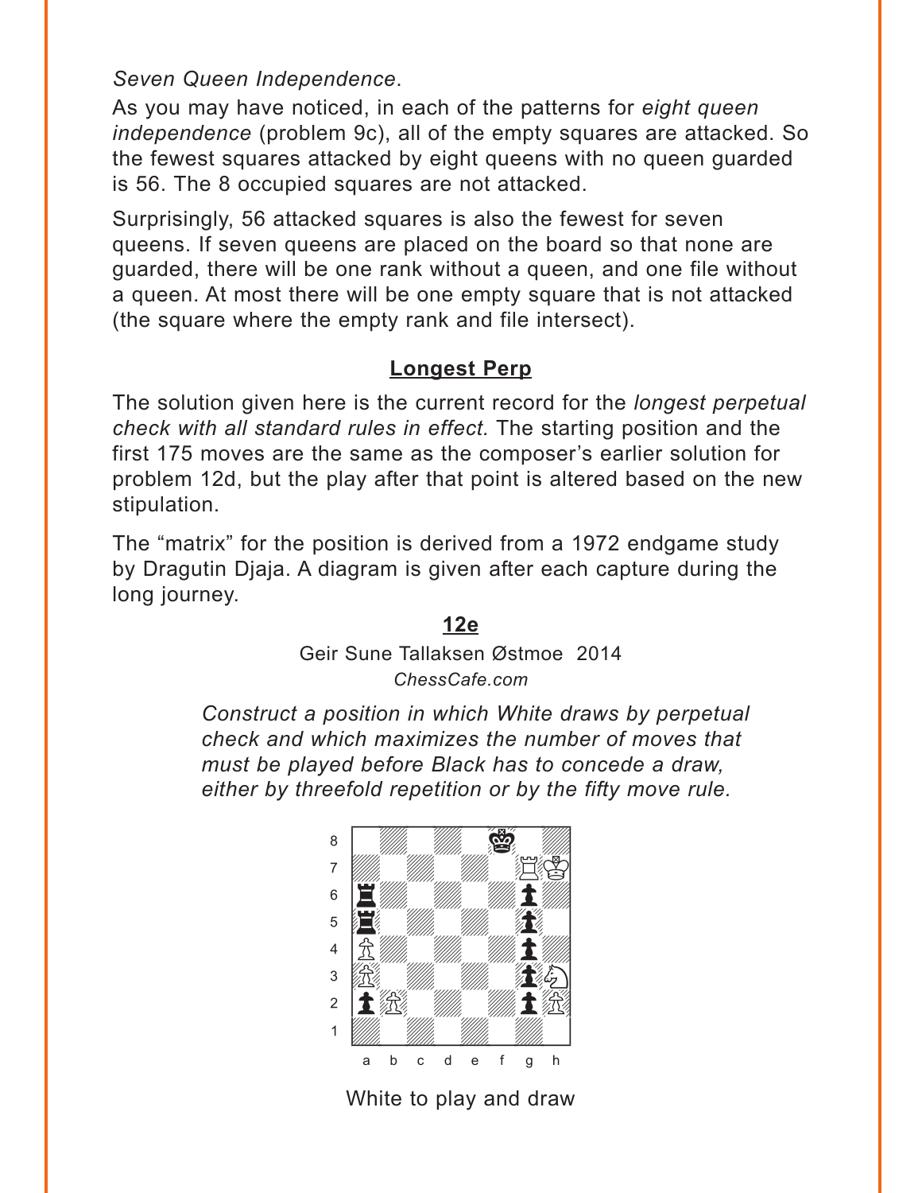*Seven Queen Independence*.

As you may have noticed, in each of the patterns for *eight queen independence* (problem 9c), all of the empty squares are attacked. So the fewest squares attacked by eight queens with no queen guarded is 56. The 8 occupied squares are not attacked.

Surprisingly, 56 attacked squares is also the fewest for seven queens. If seven queens are placed on the board so that none are guarded, there will be one rank without a queen, and one file without a queen. At most there will be one empty square that is not attacked (the square where the empty rank and file intersect).

## Longest Perp

The solution given here is the current record for the *longest perpetual check with all standard rules in effect.* The starting position and the first 175 moves are the same as the composer's earlier solution for problem 12d, but the play after that point is altered based on the new stipulation.

The "matrix" for the position is derived from a 1972 endgame study by Dragutin Djaja. A diagram is given after each capture during the long journey.

### 12e

Geir Sune Tallaksen Østmoe 2014

*ChessCafe.com*

*Construct a position in which White draws by perpetual check and which maximizes the number of moves that must be played before Black has to concede a draw, either by threefold repetition or by the fifty move rule.*

White to play and draw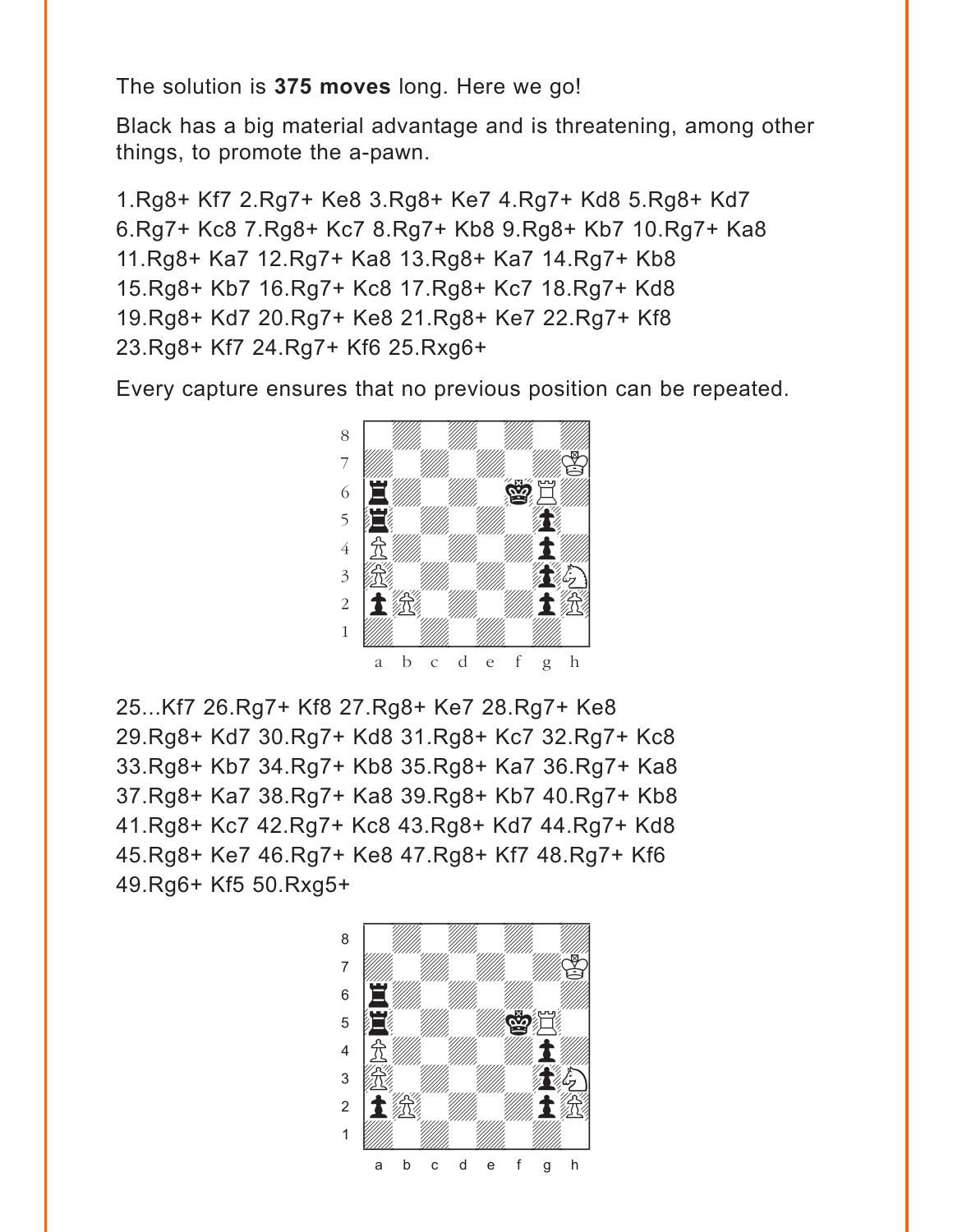The solution is **375 moves** long. Here we go!

Black has a big material advantage and is threatening, among other things, to promote the a-pawn.

1.Rg8+ Kf7 2.Rg7+ Ke8 3.Rg8+ Ke7 4.Rg7+ Kd8 5.Rg8+ Kd7 6.Rg7+ Kc8 7.Rg8+ Kc7 8.Rg7+ Kb8 9.Rg8+ Kb7 10.Rg7+ Ka8 11.Rg8+ Ka7 12.Rg7+ Ka8 13.Rg8+ Ka7 14.Rg7+ Kb8 15.Rg8+ Kb7 16.Rg7+ Kc8 17.Rg8+ Kc7 18.Rg7+ Kd8 19.Rg8+ Kd7 20.Rg7+ Ke8 21.Rg8+ Ke7 22.Rg7+ Kf8 23.Rg8+ Kf7 24.Rg7+ Kf6 25.Rxg6+

Every capture ensures that no previous position can be repeated.

25...Kf7 26.Rg7+ Kf8 27.Rg8+ Ke7 28.Rg7+ Ke8 29.Rg8+ Kd7 30.Rg7+ Kd8 31.Rg8+ Kc7 32.Rg7+ Kc8 33.Rg8+ Kb7 34.Rg7+ Kb8 35.Rg8+ Ka7 36.Rg7+ Ka8 37.Rg8+ Ka7 38.Rg7+ Ka8 39.Rg8+ Kb7 40.Rg7+ Kb8 41.Rg8+ Kc7 42.Rg7+ Kc8 43.Rg8+ Kd7 44.Rg7+ Kd8 45.Rg8+ Ke7 46.Rg7+ Ke8 47.Rg8+ Kf7 48.Rg7+ Kf6 49.Rg6+ Kf5 50.Rxg5+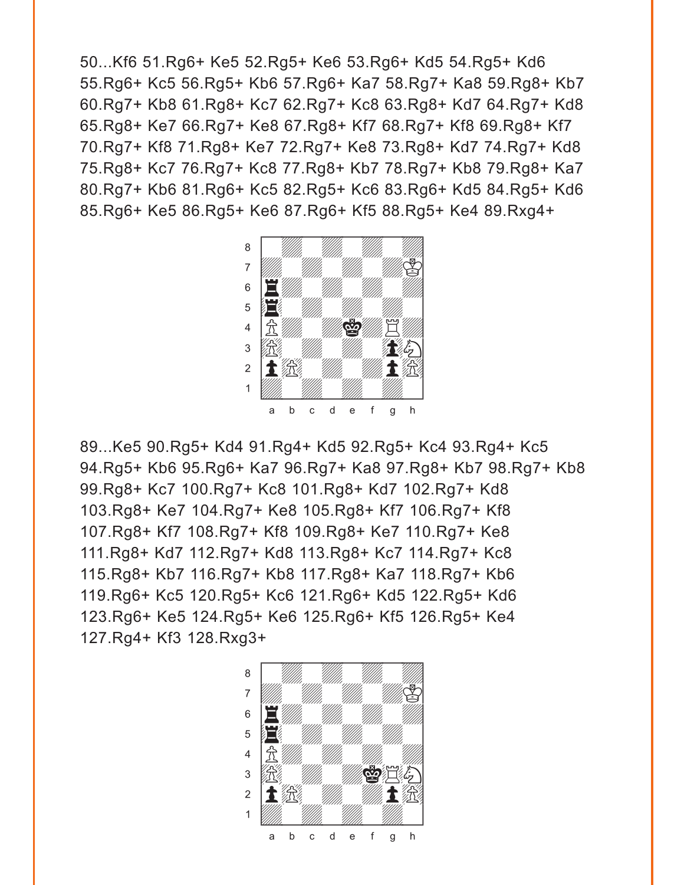50...Kf6 51.Rg6+ Ke5 52.Rg5+ Ke6 53.Rg6+ Kd5 54.Rg5+ Kd6 55.Rg6+ Kc5 56.Rg5+ Kb6 57.Rg6+ Ka7 58.Rg7+ Ka8 59.Rg8+ Kb7 60.Rg7+ Kb8 61.Rg8+ Kc7 62.Rg7+ Kc8 63.Rg8+ Kd7 64.Rg7+ Kd8 65.Rg8+ Ke7 66.Rg7+ Ke8 67.Rg8+ Kf7 68.Rg7+ Kf8 69.Rg8+ Kf7 70.Rg7+ Kf8 71.Rg8+ Ke7 72.Rg7+ Ke8 73.Rg8+ Kd7 74.Rg7+ Kd8 75.Rg8+ Kc7 76.Rg7+ Kc8 77.Rg8+ Kb7 78.Rg7+ Kb8 79.Rg8+ Ka7 80.Rg7+ Kb6 81.Rg6+ Kc5 82.Rg5+ Kc6 83.Rg6+ Kd5 84.Rg5+ Kd6 85.Rg6+ Ke5 86.Rg5+ Ke6 87.Rg6+ Kf5 88.Rg5+ Ke4 89.Rxg4+

89...Ke5 90.Rg5+ Kd4 91.Rg4+ Kd5 92.Rg5+ Kc4 93.Rg4+ Kc5 94.Rg5+ Kb6 95.Rg6+ Ka7 96.Rg7+ Ka8 97.Rg8+ Kb7 98.Rg7+ Kb8 99.Rg8+ Kc7 100.Rg7+ Kc8 101.Rg8+ Kd7 102.Rg7+ Kd8 103.Rg8+ Ke7 104.Rg7+ Ke8 105.Rg8+ Kf7 106.Rg7+ Kf8 107.Rg8+ Kf7 108.Rg7+ Kf8 109.Rg8+ Ke7 110.Rg7+ Ke8 111.Rg8+ Kd7 112.Rg7+ Kd8 113.Rg8+ Kc7 114.Rg7+ Kc8 115.Rg8+ Kb7 116.Rg7+ Kb8 117.Rg8+ Ka7 118.Rg7+ Kb6 119.Rg6+ Kc5 120.Rg5+ Kc6 121.Rg6+ Kd5 122.Rg5+ Kd6 123.Rg6+ Ke5 124.Rg5+ Ke6 125.Rg6+ Kf5 126.Rg5+ Ke4 127.Rg4+ Kf3 128.Rxg3+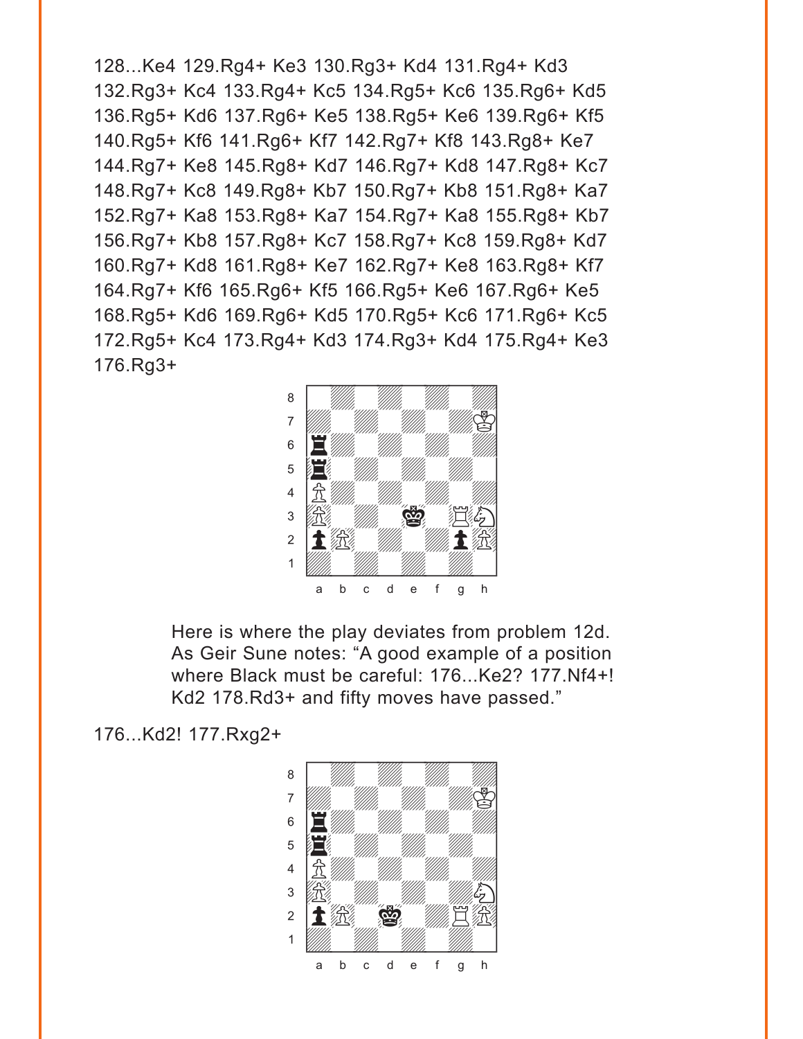128...Ke4 129.Rg4+ Ke3 130.Rg3+ Kd4 131.Rg4+ Kd3 132.Rg3+ Kc4 133.Rg4+ Kc5 134.Rg5+ Kc6 135.Rg6+ Kd5 136.Rg5+ Kd6 137.Rg6+ Ke5 138.Rg5+ Ke6 139.Rg6+ Kf5 140.Rg5+ Kf6 141.Rg6+ Kf7 142.Rg7+ Kf8 143.Rg8+ Ke7 144.Rg7+ Ke8 145.Rg8+ Kd7 146.Rg7+ Kd8 147.Rg8+ Kc7 148.Rg7+ Kc8 149.Rg8+ Kb7 150.Rg7+ Kb8 151.Rg8+ Ka7 152.Rg7+ Ka8 153.Rg8+ Ka7 154.Rg7+ Ka8 155.Rg8+ Kb7 156.Rg7+ Kb8 157.Rg8+ Kc7 158.Rg7+ Kc8 159.Rg8+ Kd7 160.Rg7+ Kd8 161.Rg8+ Ke7 162.Rg7+ Ke8 163.Rg8+ Kf7 164.Rg7+ Kf6 165.Rg6+ Kf5 166.Rg5+ Ke6 167.Rg6+ Ke5 168.Rg5+ Kd6 169.Rg6+ Kd5 170.Rg5+ Kc6 171.Rg6+ Kc5 172.Rg5+ Kc4 173.Rg4+ Kd3 174.Rg3+ Kd4 175.Rg4+ Ke3 176.Rg3+

Here is where the play deviates from problem 12d. As Geir Sune notes: "A good example of a position where Black must be careful: 176...Ke2? 177.Nf4+! Kd2 178.Rd3+ and fifty moves have passed."

176...Kd2! 177.Rxg2+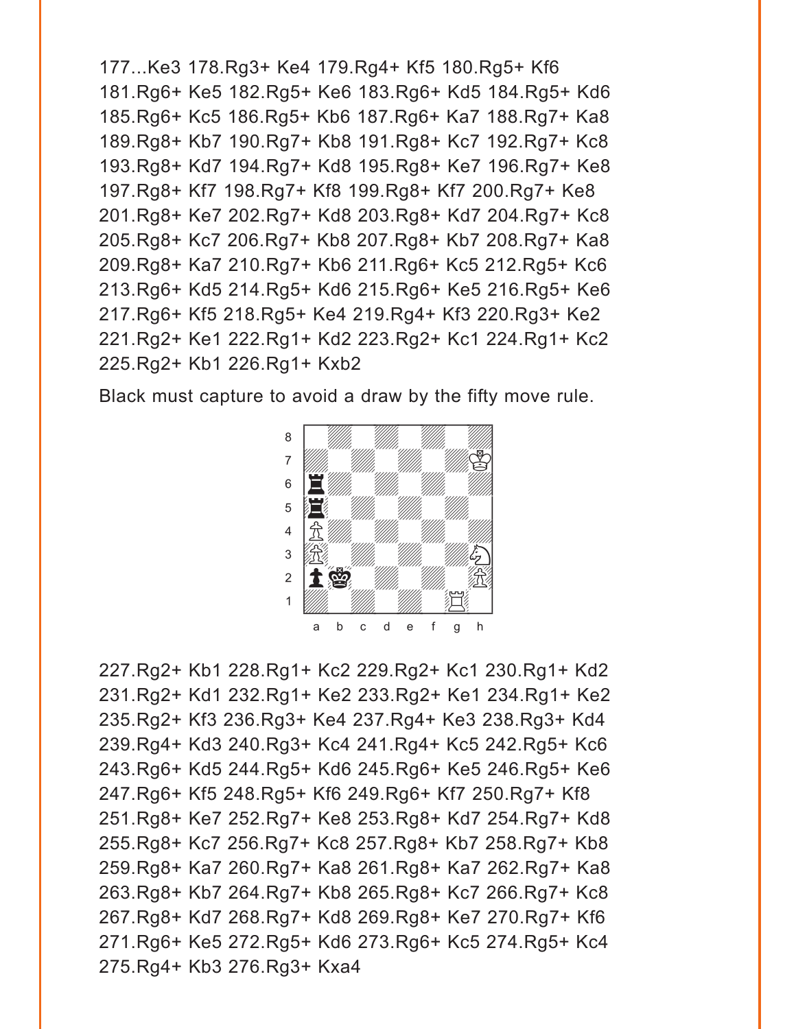177...Ke3 178.Rg3+ Ke4 179.Rg4+ Kf5 180.Rg5+ Kf6 181.Rg6+ Ke5 182.Rg5+ Ke6 183.Rg6+ Kd5 184.Rg5+ Kd6 185.Rg6+ Kc5 186.Rg5+ Kb6 187.Rg6+ Ka7 188.Rg7+ Ka8 189.Rg8+ Kb7 190.Rg7+ Kb8 191.Rg8+ Kc7 192.Rg7+ Kc8 193.Rg8+ Kd7 194.Rg7+ Kd8 195.Rg8+ Ke7 196.Rg7+ Ke8 197.Rg8+ Kf7 198.Rg7+ Kf8 199.Rg8+ Kf7 200.Rg7+ Ke8 201.Rg8+ Ke7 202.Rg7+ Kd8 203.Rg8+ Kd7 204.Rg7+ Kc8 205.Rg8+ Kc7 206.Rg7+ Kb8 207.Rg8+ Kb7 208.Rg7+ Ka8 209.Rg8+ Ka7 210.Rg7+ Kb6 211.Rg6+ Kc5 212.Rg5+ Kc6 213.Rg6+ Kd5 214.Rg5+ Kd6 215.Rg6+ Ke5 216.Rg5+ Ke6 217.Rg6+ Kf5 218.Rg5+ Ke4 219.Rg4+ Kf3 220.Rg3+ Ke2 221.Rg2+ Ke1 222.Rg1+ Kd2 223.Rg2+ Kc1 224.Rg1+ Kc2 225.Rg2+ Kb1 226.Rg1+ Kxb2

Black must capture to avoid a draw by the fifty move rule.

227.Rg2+ Kb1 228.Rg1+ Kc2 229.Rg2+ Kc1 230.Rg1+ Kd2 231.Rg2+ Kd1 232.Rg1+ Ke2 233.Rg2+ Ke1 234.Rg1+ Ke2 235.Rg2+ Kf3 236.Rg3+ Ke4 237.Rg4+ Ke3 238.Rg3+ Kd4 239.Rg4+ Kd3 240.Rg3+ Kc4 241.Rg4+ Kc5 242.Rg5+ Kc6 243.Rg6+ Kd5 244.Rg5+ Kd6 245.Rg6+ Ke5 246.Rg5+ Ke6 247.Rg6+ Kf5 248.Rg5+ Kf6 249.Rg6+ Kf7 250.Rg7+ Kf8 251.Rg8+ Ke7 252.Rg7+ Ke8 253.Rg8+ Kd7 254.Rg7+ Kd8 255.Rg8+ Kc7 256.Rg7+ Kc8 257.Rg8+ Kb7 258.Rg7+ Kb8 259.Rg8+ Ka7 260.Rg7+ Ka8 261.Rg8+ Ka7 262.Rg7+ Ka8 263.Rg8+ Kb7 264.Rg7+ Kb8 265.Rg8+ Kc7 266.Rg7+ Kc8 267.Rg8+ Kd7 268.Rg7+ Kd8 269.Rg8+ Ke7 270.Rg7+ Kf6 271.Rg6+ Ke5 272.Rg5+ Kd6 273.Rg6+ Kc5 274.Rg5+ Kc4 275.Rg4+ Kb3 276.Rg3+ Kxa4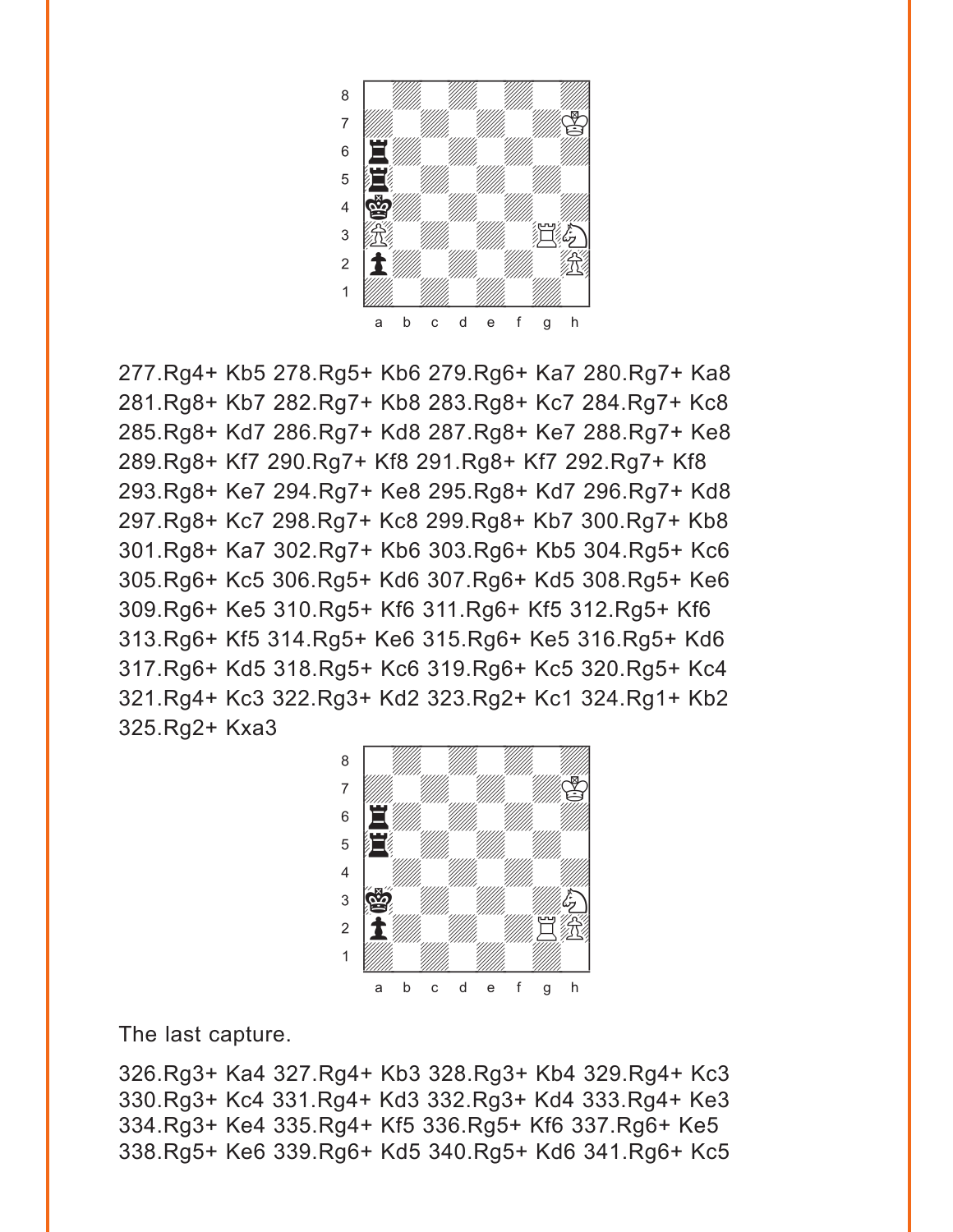277.Rg4+ Kb5 278.Rg5+ Kb6 279.Rg6+ Ka7 280.Rg7+ Ka8 281.Rg8+ Kb7 282.Rg7+ Kb8 283.Rg8+ Kc7 284.Rg7+ Kc8 285.Rg8+ Kd7 286.Rg7+ Kd8 287.Rg8+ Ke7 288.Rg7+ Ke8 289.Rg8+ Kf7 290.Rg7+ Kf8 291.Rg8+ Kf7 292.Rg7+ Kf8 293.Rg8+ Ke7 294.Rg7+ Ke8 295.Rg8+ Kd7 296.Rg7+ Kd8 297.Rg8+ Kc7 298.Rg7+ Kc8 299.Rg8+ Kb7 300.Rg7+ Kb8 301.Rg8+ Ka7 302.Rg7+ Kb6 303.Rg6+ Kb5 304.Rg5+ Kc6 305.Rg6+ Kc5 306.Rg5+ Kd6 307.Rg6+ Kd5 308.Rg5+ Ke6 309.Rg6+ Ke5 310.Rg5+ Kf6 311.Rg6+ Kf5 312.Rg5+ Kf6 313.Rg6+ Kf5 314.Rg5+ Ke6 315.Rg6+ Ke5 316.Rg5+ Kd6 317.Rg6+ Kd5 318.Rg5+ Kc6 319.Rg6+ Kc5 320.Rg5+ Kc4 321.Rg4+ Kc3 322.Rg3+ Kd2 323.Rg2+ Kc1 324.Rg1+ Kb2 325.Rg2+ Kxa3

The last capture.

326.Rg3+ Ka4 327.Rg4+ Kb3 328.Rg3+ Kb4 329.Rg4+ Kc3 330.Rg3+ Kc4 331.Rg4+ Kd3 332.Rg3+ Kd4 333.Rg4+ Ke3 334.Rg3+ Ke4 335.Rg4+ Kf5 336.Rg5+ Kf6 337.Rg6+ Ke5 338.Rg5+ Ke6 339.Rg6+ Kd5 340.Rg5+ Kd6 341.Rg6+ Kc5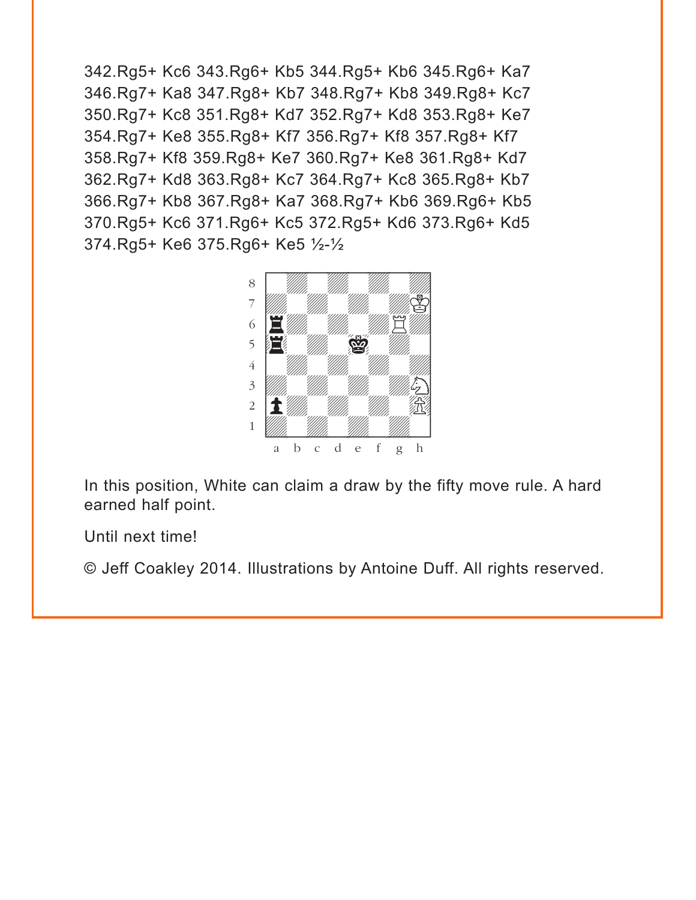342.Rg5+ Kc6 343.Rg6+ Kb5 344.Rg5+ Kb6 345.Rg6+ Ka7 346.Rg7+ Ka8 347.Rg8+ Kb7 348.Rg7+ Kb8 349.Rg8+ Kc7 350.Rg7+ Kc8 351.Rg8+ Kd7 352.Rg7+ Kd8 353.Rg8+ Ke7 354.Rg7+ Ke8 355.Rg8+ Kf7 356.Rg7+ Kf8 357.Rg8+ Kf7 358.Rg7+ Kf8 359.Rg8+ Ke7 360.Rg7+ Ke8 361.Rg8+ Kd7 362.Rg7+ Kd8 363.Rg8+ Kc7 364.Rg7+ Kc8 365.Rg8+ Kb7 366.Rg7+ Kb8 367.Rg8+ Ka7 368.Rg7+ Kb6 369.Rg6+ Kb5 370.Rg5+ Kc6 371.Rg6+ Kc5 372.Rg5+ Kd6 373.Rg6+ Kd5 374.Rg5+ Ke6 375.Rg6+ Ke5 ½-½

In this position, White can claim a draw by the fifty move rule. A hard earned half point.

Until next time!

© Jeff Coakley 2014. Illustrations by Antoine Duff. All rights reserved.